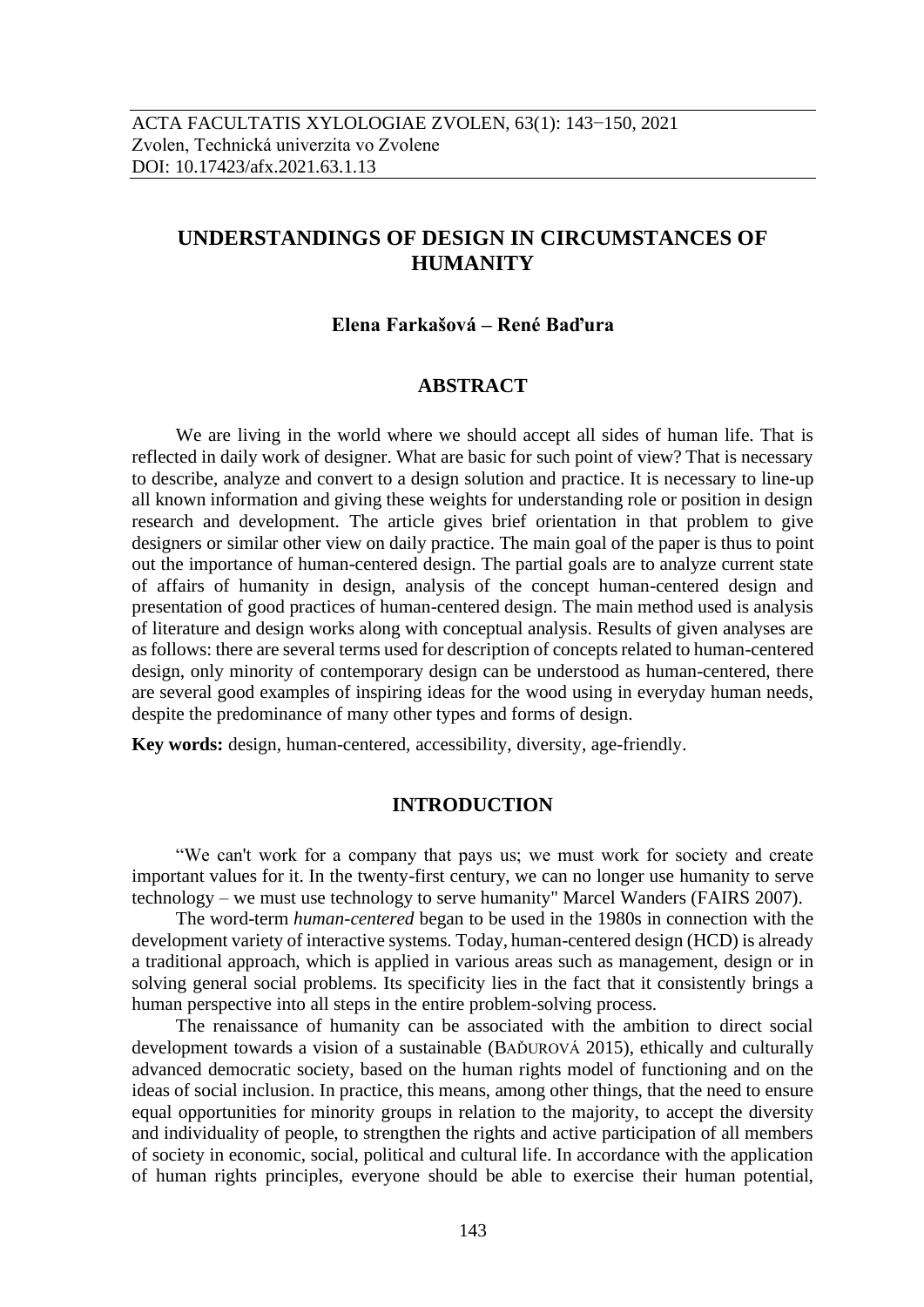ACTA FACULTATIS XYLOLOGIAE ZVOLEN, 63(1): 143−150, 2021
Zvolen, Technická univerzita vo Zvolene
DOI: 10.17423/afx.2021.63.1.13

# UNDERSTANDINGS OF DESIGN IN CIRCUMSTANCES OF HUMANITY

**Elena Farkašová – René Baďura**

## ABSTRACT

We are living in the world where we should accept all sides of human life. That is reflected in daily work of designer. What are basic for such point of view? That is necessary to describe, analyze and convert to a design solution and practice. It is necessary to line-up all known information and giving these weights for understanding role or position in design research and development. The article gives brief orientation in that problem to give designers or similar other view on daily practice. The main goal of the paper is thus to point out the importance of human-centered design. The partial goals are to analyze current state of affairs of humanity in design, analysis of the concept human-centered design and presentation of good practices of human-centered design. The main method used is analysis of literature and design works along with conceptual analysis. Results of given analyses are as follows: there are several terms used for description of concepts related to human-centered design, only minority of contemporary design can be understood as human-centered, there are several good examples of inspiring ideas for the wood using in everyday human needs, despite the predominance of many other types and forms of design.

**Key words:** design, human-centered, accessibility, diversity, age-friendly.

## INTRODUCTION

"We can't work for a company that pays us; we must work for society and create important values for it. In the twenty-first century, we can no longer use humanity to serve technology – we must use technology to serve humanity" Marcel Wanders (FAIRS 2007).

The word-term *human-centered* began to be used in the 1980s in connection with the development variety of interactive systems. Today, human-centered design (HCD) is already a traditional approach, which is applied in various areas such as management, design or in solving general social problems. Its specificity lies in the fact that it consistently brings a human perspective into all steps in the entire problem-solving process.

The renaissance of humanity can be associated with the ambition to direct social development towards a vision of a sustainable (BAĎUROVÁ 2015), ethically and culturally advanced democratic society, based on the human rights model of functioning and on the ideas of social inclusion. In practice, this means, among other things, that the need to ensure equal opportunities for minority groups in relation to the majority, to accept the diversity and individuality of people, to strengthen the rights and active participation of all members of society in economic, social, political and cultural life. In accordance with the application of human rights principles, everyone should be able to exercise their human potential,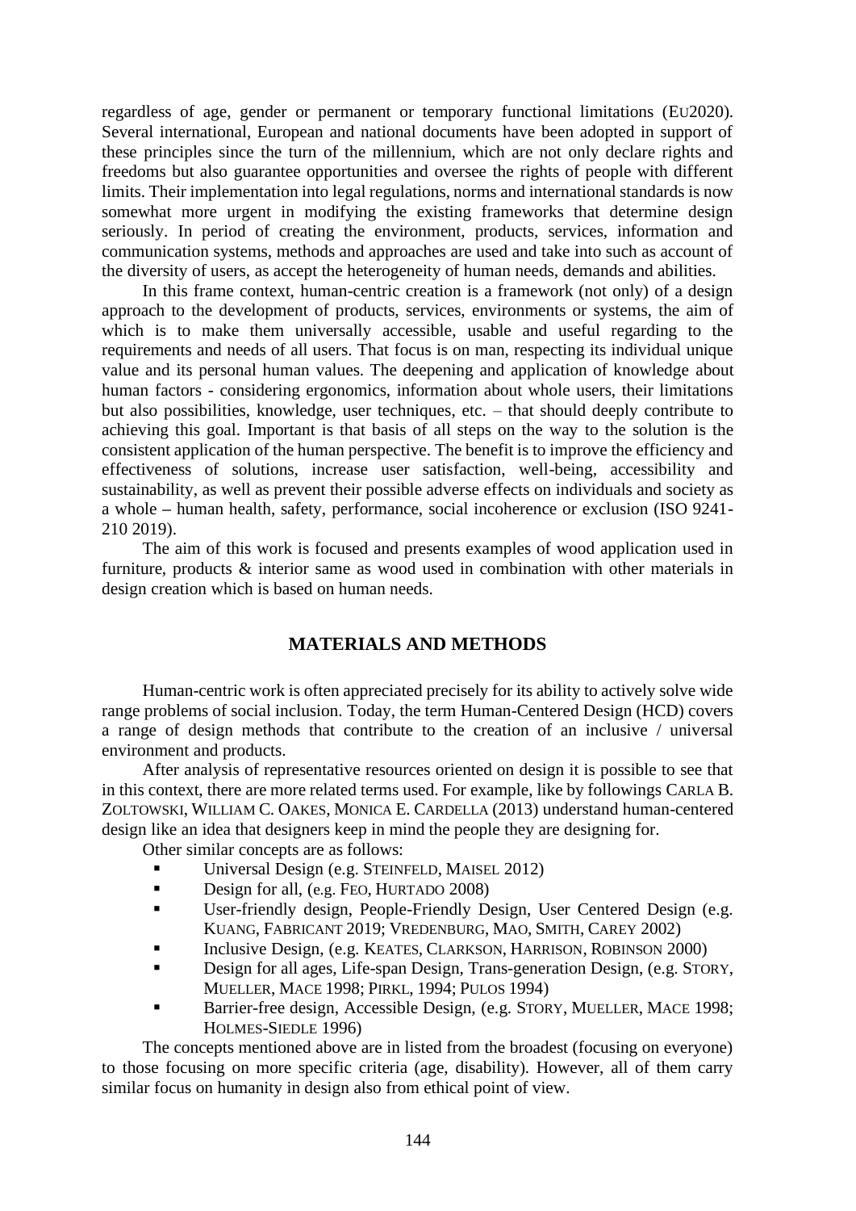regardless of age, gender or permanent or temporary functional limitations (EU2020). Several international, European and national documents have been adopted in support of these principles since the turn of the millennium, which are not only declare rights and freedoms but also guarantee opportunities and oversee the rights of people with different limits. Their implementation into legal regulations, norms and international standards is now somewhat more urgent in modifying the existing frameworks that determine design seriously. In period of creating the environment, products, services, information and communication systems, methods and approaches are used and take into such as account of the diversity of users, as accept the heterogeneity of human needs, demands and abilities.

In this frame context, human-centric creation is a framework (not only) of a design approach to the development of products, services, environments or systems, the aim of which is to make them universally accessible, usable and useful regarding to the requirements and needs of all users. That focus is on man, respecting its individual unique value and its personal human values. The deepening and application of knowledge about human factors - considering ergonomics, information about whole users, their limitations but also possibilities, knowledge, user techniques, etc. – that should deeply contribute to achieving this goal. Important is that basis of all steps on the way to the solution is the consistent application of the human perspective. The benefit is to improve the efficiency and effectiveness of solutions, increase user satisfaction, well-being, accessibility and sustainability, as well as prevent their possible adverse effects on individuals and society as a whole – human health, safety, performance, social incoherence or exclusion (ISO 9241-210 2019).

The aim of this work is focused and presents examples of wood application used in furniture, products & interior same as wood used in combination with other materials in design creation which is based on human needs.

## MATERIALS AND METHODS

Human-centric work is often appreciated precisely for its ability to actively solve wide range problems of social inclusion. Today, the term Human-Centered Design (HCD) covers a range of design methods that contribute to the creation of an inclusive / universal environment and products.

After analysis of representative resources oriented on design it is possible to see that in this context, there are more related terms used. For example, like by followings CARLA B. ZOLTOWSKI, WILLIAM C. OAKES, MONICA E. CARDELLA (2013) understand human-centered design like an idea that designers keep in mind the people they are designing for.

Other similar concepts are as follows:

- Universal Design (e.g. STEINFELD, MAISEL 2012)
- Design for all, (e.g. FEO, HURTADO 2008)
- User-friendly design, People-Friendly Design, User Centered Design (e.g. KUANG, FABRICANT 2019; VREDENBURG, MAO, SMITH, CAREY 2002)
- Inclusive Design, (e.g. KEATES, CLARKSON, HARRISON, ROBINSON 2000)
- Design for all ages, Life-span Design, Trans-generation Design, (e.g. STORY, MUELLER, MACE 1998; PIRKL, 1994; PULOS 1994)
- Barrier-free design, Accessible Design, (e.g. STORY, MUELLER, MACE 1998; HOLMES-SIEDLE 1996)

The concepts mentioned above are in listed from the broadest (focusing on everyone) to those focusing on more specific criteria (age, disability). However, all of them carry similar focus on humanity in design also from ethical point of view.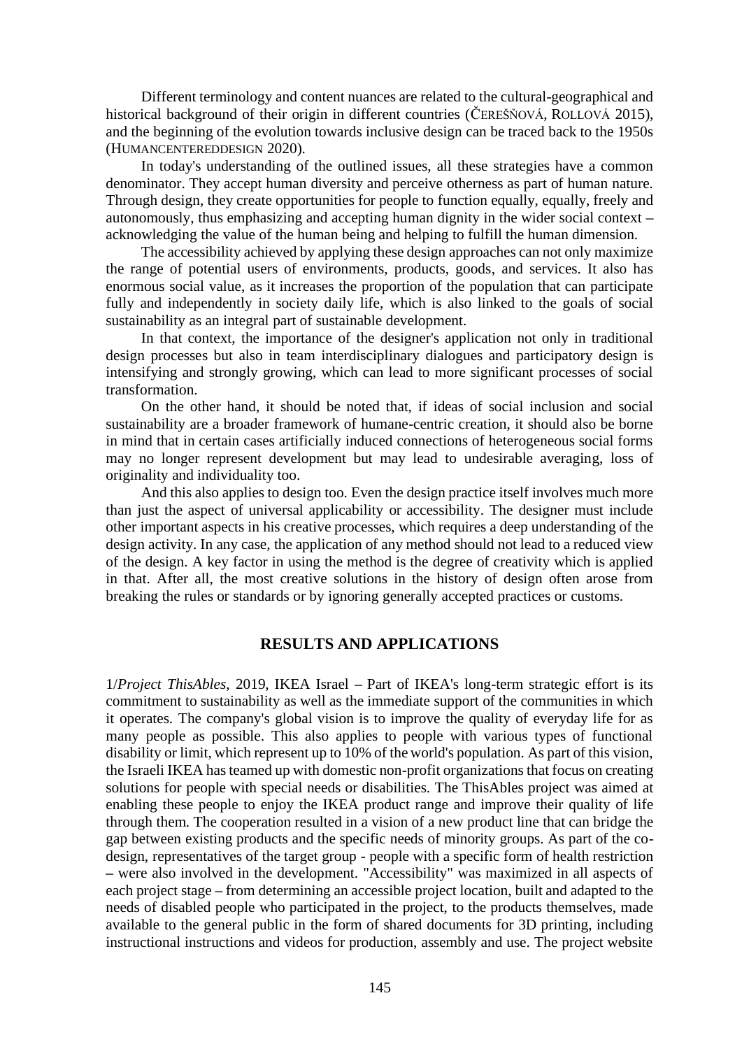Different terminology and content nuances are related to the cultural-geographical and historical background of their origin in different countries (ČEREŠŇOVÁ, ROLLOVÁ 2015), and the beginning of the evolution towards inclusive design can be traced back to the 1950s (HUMANCENTEREDDESIGN 2020).

In today's understanding of the outlined issues, all these strategies have a common denominator. They accept human diversity and perceive otherness as part of human nature. Through design, they create opportunities for people to function equally, equally, freely and autonomously, thus emphasizing and accepting human dignity in the wider social context – acknowledging the value of the human being and helping to fulfill the human dimension.

The accessibility achieved by applying these design approaches can not only maximize the range of potential users of environments, products, goods, and services. It also has enormous social value, as it increases the proportion of the population that can participate fully and independently in society daily life, which is also linked to the goals of social sustainability as an integral part of sustainable development.

In that context, the importance of the designer's application not only in traditional design processes but also in team interdisciplinary dialogues and participatory design is intensifying and strongly growing, which can lead to more significant processes of social transformation.

On the other hand, it should be noted that, if ideas of social inclusion and social sustainability are a broader framework of humane-centric creation, it should also be borne in mind that in certain cases artificially induced connections of heterogeneous social forms may no longer represent development but may lead to undesirable averaging, loss of originality and individuality too.

And this also applies to design too. Even the design practice itself involves much more than just the aspect of universal applicability or accessibility. The designer must include other important aspects in his creative processes, which requires a deep understanding of the design activity. In any case, the application of any method should not lead to a reduced view of the design. A key factor in using the method is the degree of creativity which is applied in that. After all, the most creative solutions in the history of design often arose from breaking the rules or standards or by ignoring generally accepted practices or customs.

## RESULTS AND APPLICATIONS

1/*Project ThisAbles*, 2019, IKEA Israel – Part of IKEA's long-term strategic effort is its commitment to sustainability as well as the immediate support of the communities in which it operates. The company's global vision is to improve the quality of everyday life for as many people as possible. This also applies to people with various types of functional disability or limit, which represent up to 10% of the world's population. As part of this vision, the Israeli IKEA has teamed up with domestic non-profit organizations that focus on creating solutions for people with special needs or disabilities. The ThisAbles project was aimed at enabling these people to enjoy the IKEA product range and improve their quality of life through them. The cooperation resulted in a vision of a new product line that can bridge the gap between existing products and the specific needs of minority groups. As part of the co-design, representatives of the target group - people with a specific form of health restriction – were also involved in the development. "Accessibility" was maximized in all aspects of each project stage – from determining an accessible project location, built and adapted to the needs of disabled people who participated in the project, to the products themselves, made available to the general public in the form of shared documents for 3D printing, including instructional instructions and videos for production, assembly and use. The project website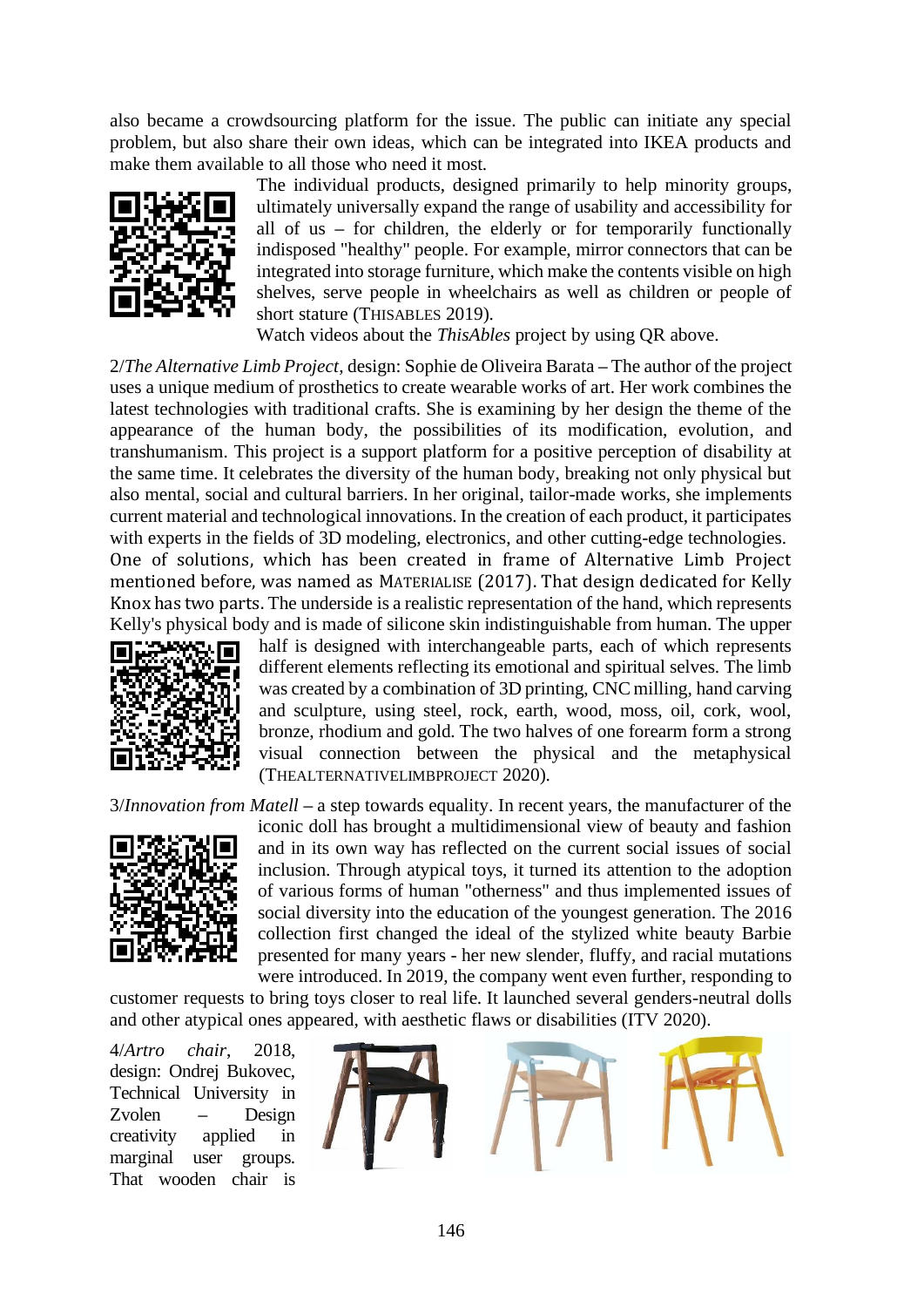also became a crowdsourcing platform for the issue. The public can initiate any special problem, but also share their own ideas, which can be integrated into IKEA products and make them available to all those who need it most.

The individual products, designed primarily to help minority groups, ultimately universally expand the range of usability and accessibility for all of us – for children, the elderly or for temporarily functionally indisposed "healthy" people. For example, mirror connectors that can be integrated into storage furniture, which make the contents visible on high shelves, serve people in wheelchairs as well as children or people of short stature (THISABLES 2019).

Watch videos about the *ThisAbles* project by using QR above.

2/*The Alternative Limb Project*, design: Sophie de Oliveira Barata – The author of the project uses a unique medium of prosthetics to create wearable works of art. Her work combines the latest technologies with traditional crafts. She is examining by her design the theme of the appearance of the human body, the possibilities of its modification, evolution, and transhumanism. This project is a support platform for a positive perception of disability at the same time. It celebrates the diversity of the human body, breaking not only physical but also mental, social and cultural barriers. In her original, tailor-made works, she implements current material and technological innovations. In the creation of each product, it participates with experts in the fields of 3D modeling, electronics, and other cutting-edge technologies. One of solutions, which has been created in frame of Alternative Limb Project mentioned before, was named as MATERIALISE (2017). That design dedicated for Kelly Knox has two parts. The underside is a realistic representation of the hand, which represents Kelly's physical body and is made of silicone skin indistinguishable from human. The upper half is designed with interchangeable parts, each of which represents different elements reflecting its emotional and spiritual selves. The limb was created by a combination of 3D printing, CNC milling, hand carving and sculpture, using steel, rock, earth, wood, moss, oil, cork, wool, bronze, rhodium and gold. The two halves of one forearm form a strong visual connection between the physical and the metaphysical (THEALTERNATIVELIMBPROJECT 2020).

3/*Innovation from Matell* – a step towards equality. In recent years, the manufacturer of the iconic doll has brought a multidimensional view of beauty and fashion and in its own way has reflected on the current social issues of social inclusion. Through atypical toys, it turned its attention to the adoption of various forms of human "otherness" and thus implemented issues of social diversity into the education of the youngest generation. The 2016 collection first changed the ideal of the stylized white beauty Barbie presented for many years - her new slender, fluffy, and racial mutations were introduced. In 2019, the company went even further, responding to customer requests to bring toys closer to real life. It launched several genders-neutral dolls and other atypical ones appeared, with aesthetic flaws or disabilities (ITV 2020).

4/*Artro chair*, 2018, design: Ondrej Bukovec, Technical University in Zvolen – Design creativity applied in marginal user groups. That wooden chair is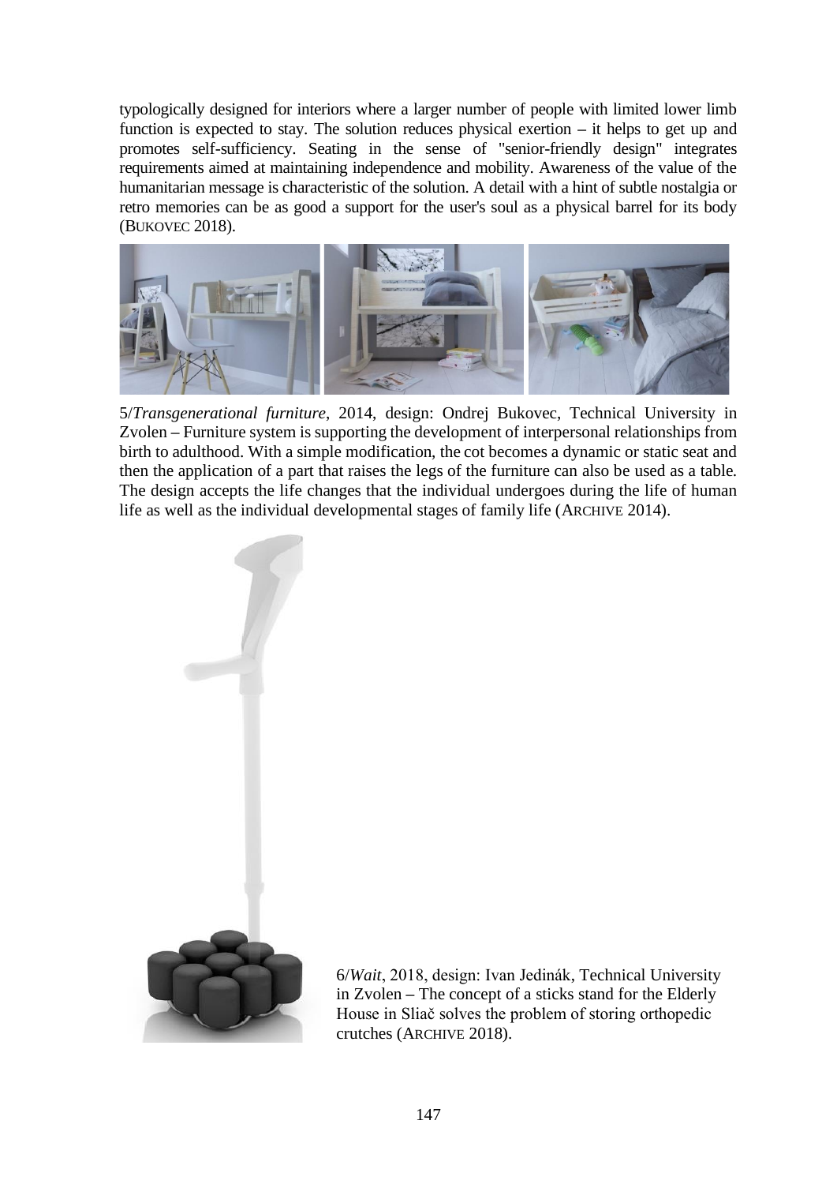typologically designed for interiors where a larger number of people with limited lower limb function is expected to stay. The solution reduces physical exertion – it helps to get up and promotes self-sufficiency. Seating in the sense of "senior-friendly design" integrates requirements aimed at maintaining independence and mobility. Awareness of the value of the humanitarian message is characteristic of the solution. A detail with a hint of subtle nostalgia or retro memories can be as good a support for the user's soul as a physical barrel for its body (BUKOVEC 2018).

5/*Transgenerational furniture*, 2014, design: Ondrej Bukovec, Technical University in Zvolen – Furniture system is supporting the development of interpersonal relationships from birth to adulthood. With a simple modification, the cot becomes a dynamic or static seat and then the application of a part that raises the legs of the furniture can also be used as a table. The design accepts the life changes that the individual undergoes during the life of human life as well as the individual developmental stages of family life (ARCHIVE 2014).

6/*Wait*, 2018, design: Ivan Jedinák, Technical University in Zvolen – The concept of a sticks stand for the Elderly House in Sliač solves the problem of storing orthopedic crutches (ARCHIVE 2018).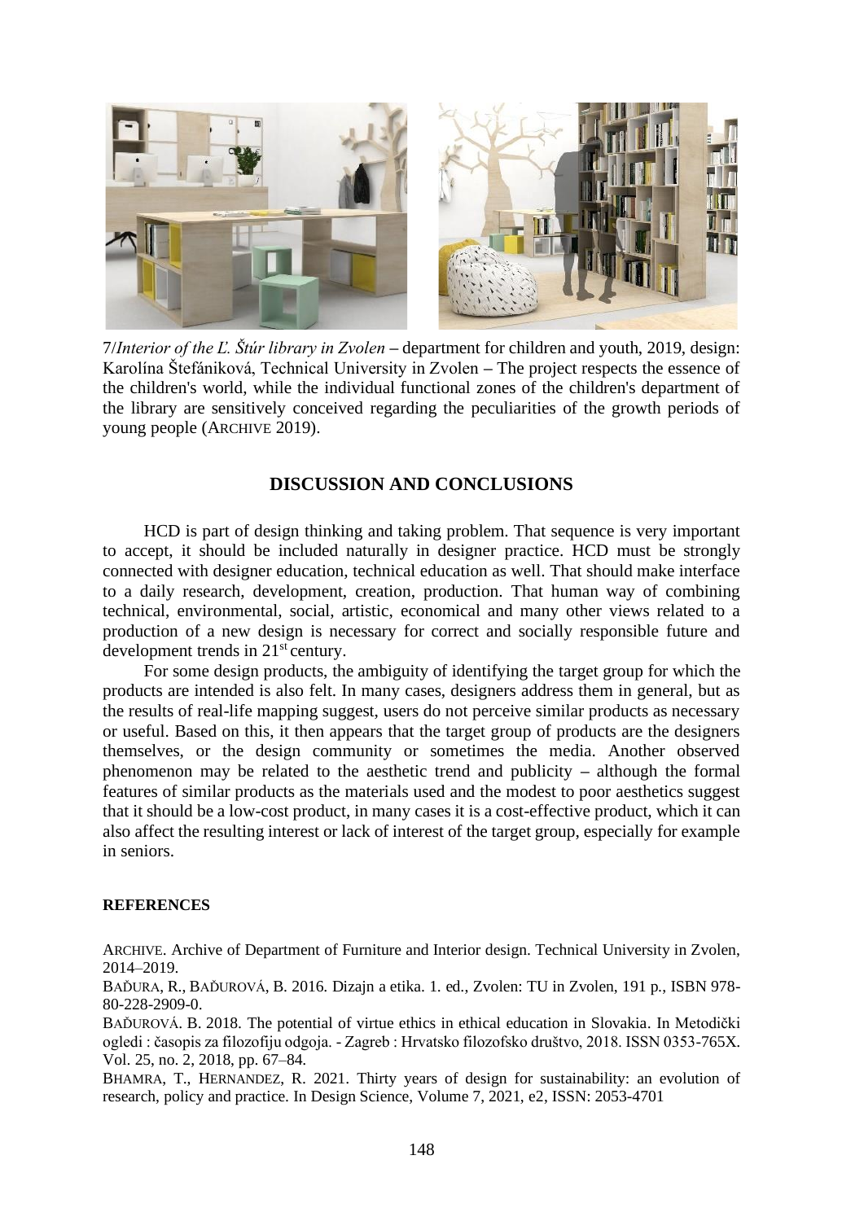7/*Interior of the Ľ. Štúr library in Zvolen* – department for children and youth, 2019, design: Karolína Štefániková, Technical University in Zvolen – The project respects the essence of the children's world, while the individual functional zones of the children's department of the library are sensitively conceived regarding the peculiarities of the growth periods of young people (ARCHIVE 2019).

## DISCUSSION AND CONCLUSIONS

HCD is part of design thinking and taking problem. That sequence is very important to accept, it should be included naturally in designer practice. HCD must be strongly connected with designer education, technical education as well. That should make interface to a daily research, development, creation, production. That human way of combining technical, environmental, social, artistic, economical and many other views related to a production of a new design is necessary for correct and socially responsible future and development trends in 21st century.

For some design products, the ambiguity of identifying the target group for which the products are intended is also felt. In many cases, designers address them in general, but as the results of real-life mapping suggest, users do not perceive similar products as necessary or useful. Based on this, it then appears that the target group of products are the designers themselves, or the design community or sometimes the media. Another observed phenomenon may be related to the aesthetic trend and publicity – although the formal features of similar products as the materials used and the modest to poor aesthetics suggest that it should be a low-cost product, in many cases it is a cost-effective product, which it can also affect the resulting interest or lack of interest of the target group, especially for example in seniors.

**REFERENCES**

ARCHIVE. Archive of Department of Furniture and Interior design. Technical University in Zvolen, 2014–2019.

BAĎURA, R., BAĎUROVÁ, B. 2016. Dizajn a etika. 1. ed., Zvolen: TU in Zvolen, 191 p., ISBN 978-80-228-2909-0.

BAĎUROVÁ. B. 2018. The potential of virtue ethics in ethical education in Slovakia. In Metodički ogledi : časopis za filozofiju odgoja. - Zagreb : Hrvatsko filozofsko društvo, 2018. ISSN 0353-765X. Vol. 25, no. 2, 2018, pp. 67–84.

BHAMRA, T., HERNANDEZ, R. 2021. Thirty years of design for sustainability: an evolution of research, policy and practice. In Design Science, Volume 7, 2021, e2, ISSN: 2053-4701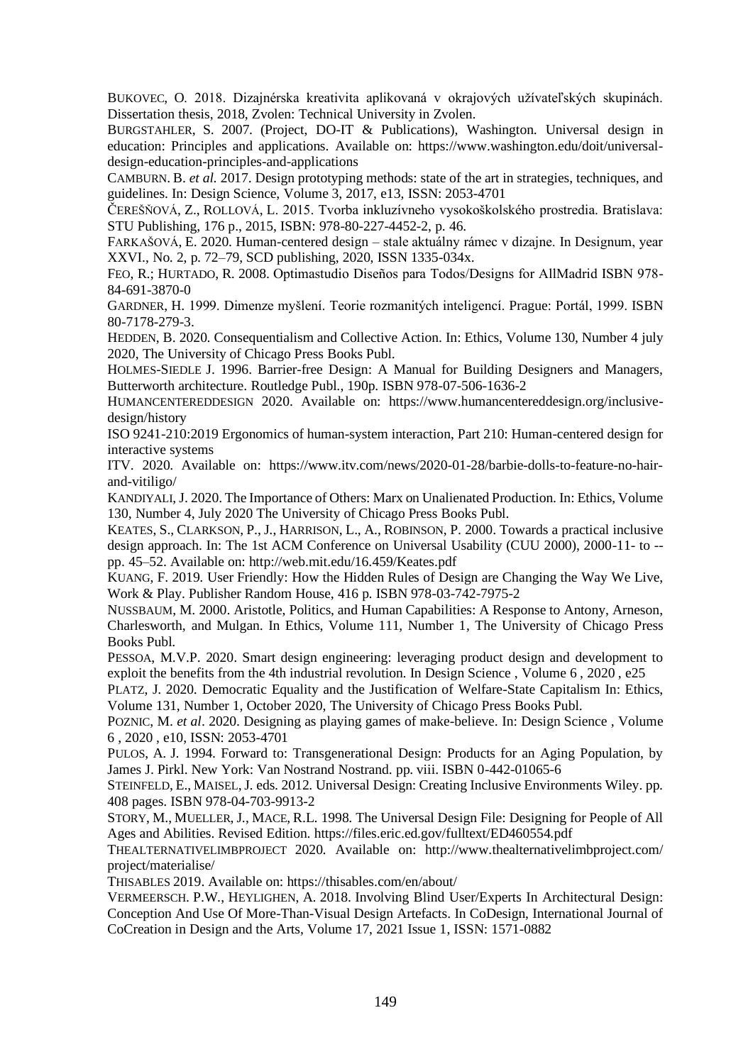BUKOVEC, O. 2018. Dizajnérska kreativita aplikovaná v okrajových užívateľských skupinách. Dissertation thesis, 2018, Zvolen: Technical University in Zvolen.

BURGSTAHLER, S. 2007. (Project, DO-IT & Publications), Washington. Universal design in education: Principles and applications. Available on: https://www.washington.edu/doit/universal-design-education-principles-and-applications

CAMBURN. B. *et al.* 2017. Design prototyping methods: state of the art in strategies, techniques, and guidelines. In: Design Science, Volume 3, 2017, e13, ISSN: 2053-4701

ČEREŠŇOVÁ, Z., ROLLOVÁ, L. 2015. Tvorba inkluzívneho vysokoškolského prostredia. Bratislava: STU Publishing, 176 p., 2015, ISBN: 978-80-227-4452-2, p. 46.

FARKAŠOVÁ, E. 2020. Human-centered design – stale aktuálny rámec v dizajne. In Designum, year XXVI., No. 2, p. 72–79, SCD publishing, 2020, ISSN 1335-034x.

FEO, R.; HURTADO, R. 2008. Optimastudio Diseños para Todos/Designs for AllMadrid ISBN 978-84-691-3870-0

GARDNER, H. 1999. Dimenze myšlení. Teorie rozmanitých inteligencí. Prague: Portál, 1999. ISBN 80-7178-279-3.

HEDDEN, B. 2020. Consequentialism and Collective Action. In: Ethics, Volume 130, Number 4 july 2020, The University of Chicago Press Books Publ.

HOLMES-SIEDLE J. 1996. Barrier-free Design: A Manual for Building Designers and Managers, Butterworth architecture. Routledge Publ., 190p. ISBN 978-07-506-1636-2

HUMANCENTEREDDESIGN 2020. Available on: https://www.humancentereddesign.org/inclusive-design/history

ISO 9241-210:2019 Ergonomics of human-system interaction, Part 210: Human-centered design for interactive systems

ITV. 2020. Available on: https://www.itv.com/news/2020-01-28/barbie-dolls-to-feature-no-hair-and-vitiligo/

KANDIYALI, J. 2020. The Importance of Others: Marx on Unalienated Production. In: Ethics, Volume 130, Number 4, July 2020 The University of Chicago Press Books Publ.

KEATES, S., CLARKSON, P., J., HARRISON, L., A., ROBINSON, P. 2000. Towards a practical inclusive design approach. In: The 1st ACM Conference on Universal Usability (CUU 2000), 2000-11- to -- pp. 45–52. Available on: http://web.mit.edu/16.459/Keates.pdf

KUANG, F. 2019. User Friendly: How the Hidden Rules of Design are Changing the Way We Live, Work & Play. Publisher Random House, 416 p. ISBN 978-03-742-7975-2

NUSSBAUM, M. 2000. Aristotle, Politics, and Human Capabilities: A Response to Antony, Arneson, Charlesworth, and Mulgan. In Ethics, Volume 111, Number 1, The University of Chicago Press Books Publ.

PESSOA, M.V.P. 2020. Smart design engineering: leveraging product design and development to exploit the benefits from the 4th industrial revolution. In Design Science , Volume 6 , 2020 , e25

PLATZ, J. 2020. Democratic Equality and the Justification of Welfare-State Capitalism In: Ethics, Volume 131, Number 1, October 2020, The University of Chicago Press Books Publ.

POZNIC, M. *et al*. 2020. Designing as playing games of make-believe. In: Design Science , Volume 6 , 2020 , e10, ISSN: 2053-4701

PULOS, A. J. 1994. Forward to: Transgenerational Design: Products for an Aging Population, by James J. Pirkl. New York: Van Nostrand Nostrand. pp. viii. ISBN 0-442-01065-6

STEINFELD, E., MAISEL, J. eds. 2012. Universal Design: Creating Inclusive Environments Wiley. pp. 408 pages. ISBN 978-04-703-9913-2

STORY, M., MUELLER, J., MACE, R.L. 1998. The Universal Design File: Designing for People of All Ages and Abilities. Revised Edition. https://files.eric.ed.gov/fulltext/ED460554.pdf

THEALTERNATIVELIMBPROJECT 2020. Available on: http://www.thealternativelimbproject.com/project/materialise/

THISABLES 2019. Available on: https://thisables.com/en/about/

VERMEERSCH. P.W., HEYLIGHEN, A. 2018. Involving Blind User/Experts In Architectural Design: Conception And Use Of More-Than-Visual Design Artefacts. In CoDesign, International Journal of CoCreation in Design and the Arts, Volume 17, 2021 Issue 1, ISSN: 1571-0882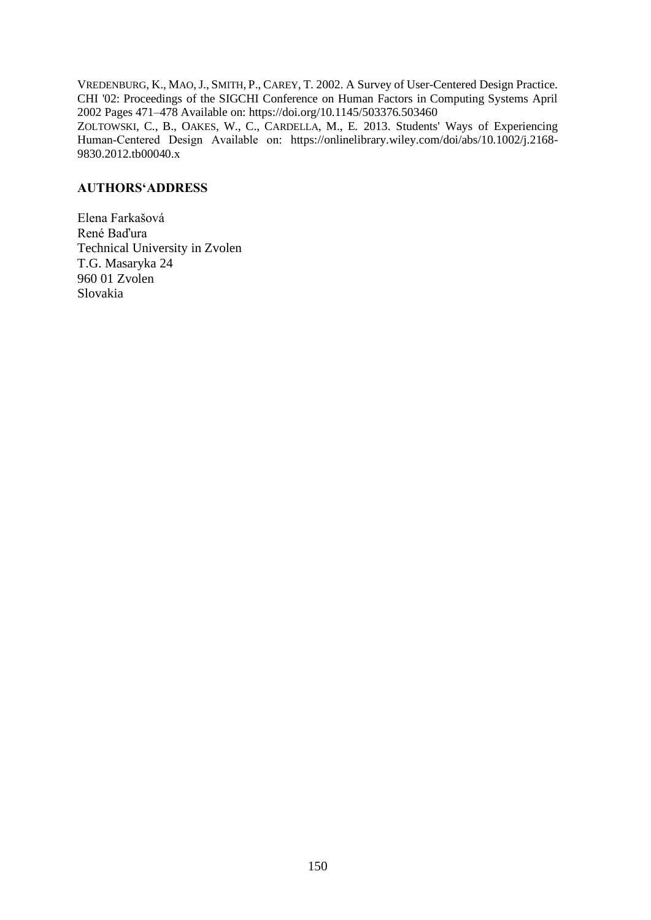VREDENBURG, K., MAO, J., SMITH, P., CAREY, T. 2002. A Survey of User-Centered Design Practice. CHI '02: Proceedings of the SIGCHI Conference on Human Factors in Computing Systems April 2002 Pages 471–478 Available on: https://doi.org/10.1145/503376.503460

ZOLTOWSKI, C., B., OAKES, W., C., CARDELLA, M., E. 2013. Students' Ways of Experiencing Human-Centered Design Available on: https://onlinelibrary.wiley.com/doi/abs/10.1002/j.2168-9830.2012.tb00040.x

## AUTHORS'ADDRESS

Elena Farkašová  
René Baďura  
Technical University in Zvolen  
T.G. Masaryka 24  
960 01 Zvolen  
Slovakia